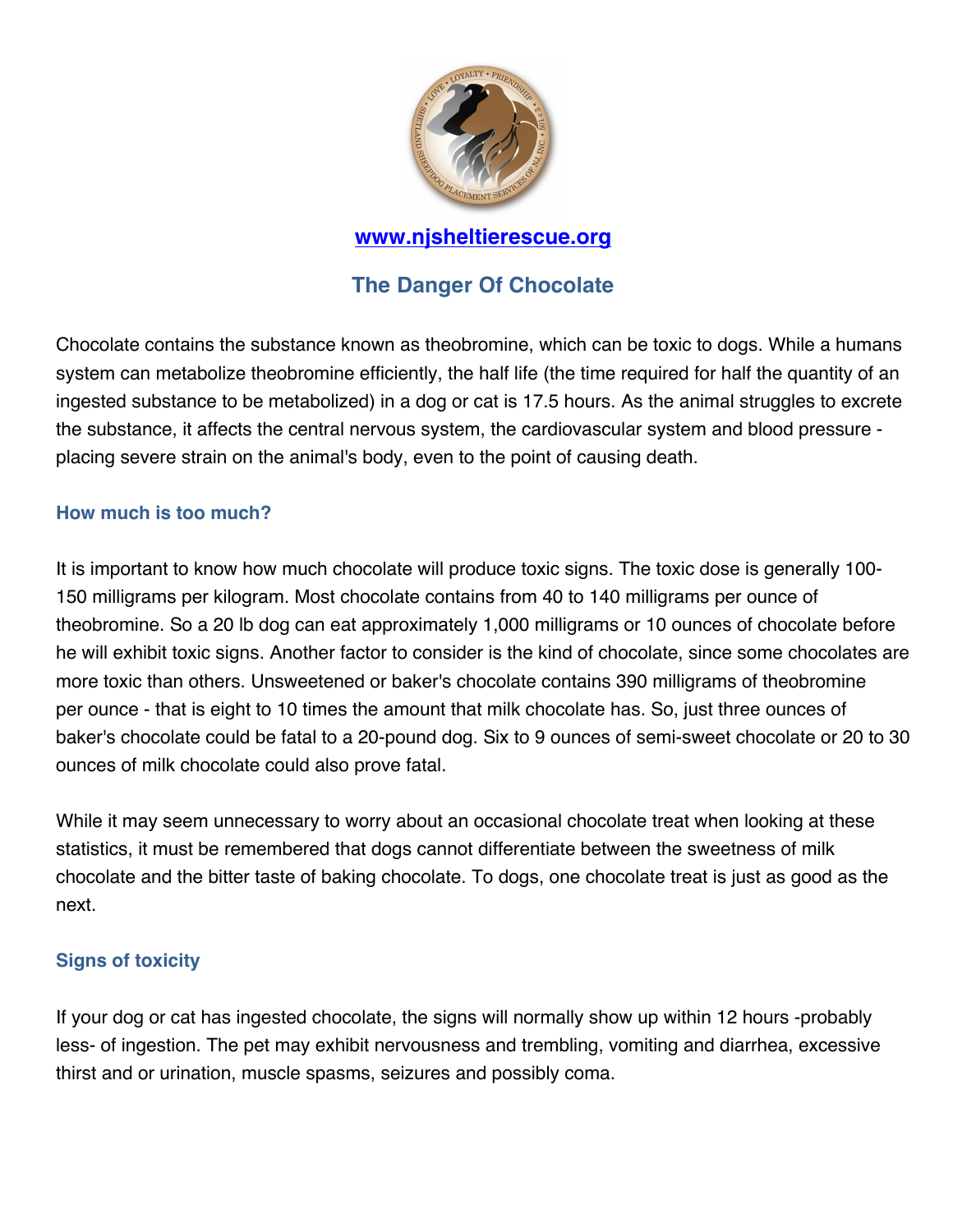[www.njsheltierescue.org](http://www.njsheltierescue.org)

# The Danger Of Chocolate

Chocolate contains the substance known as theobromine, which can be toxic to dogs. While a humans system can metabolize theobromine efficiently, the half life (the time required for half the quantity of an ingested substance to be metabolized) in a dog or cat is 17.5 hours. As the animal struggles to excrete the substance, it affects the central nervous system, the cardiovascular system and blood pressure - placing severe strain on the animal's body, even to the point of causing death.

## How much is too much?

It is important to know how much chocolate will produce toxic signs. The toxic dose is generally 100-150 milligrams per kilogram. Most chocolate contains from 40 to 140 milligrams per ounce of theobromine. So a 20 lb dog can eat approximately 1,000 milligrams or 10 ounces of chocolate before he will exhibit toxic signs. Another factor to consider is the kind of chocolate, since some chocolates are more toxic than others. Unsweetened or baker's chocolate contains 390 milligrams of theobromine per ounce - that is eight to 10 times the amount that milk chocolate has. So, just three ounces of baker's chocolate could be fatal to a 20-pound dog. Six to 9 ounces of semi-sweet chocolate or 20 to 30 ounces of milk chocolate could also prove fatal.

While it may seem unnecessary to worry about an occasional chocolate treat when looking at these statistics, it must be remembered that dogs cannot differentiate between the sweetness of milk chocolate and the bitter taste of baking chocolate. To dogs, one chocolate treat is just as good as the next.

## Signs of toxicity

If your dog or cat has ingested chocolate, the signs will normally show up within 12 hours -probably less- of ingestion. The pet may exhibit nervousness and trembling, vomiting and diarrhea, excessive thirst and or urination, muscle spasms, seizures and possibly coma.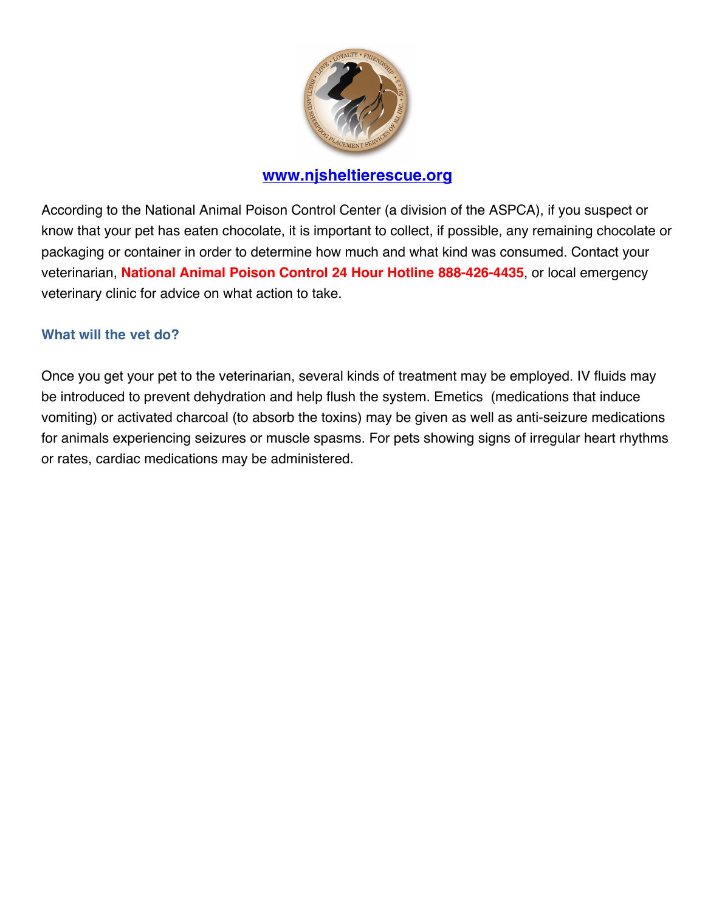**www.njsheltierescue.org**

According to the National Animal Poison Control Center (a division of the ASPCA), if you suspect or know that your pet has eaten chocolate, it is important to collect, if possible, any remaining chocolate or packaging or container in order to determine how much and what kind was consumed. Contact your veterinarian, **National Animal Poison Control 24 Hour Hotline 888-426-4435**, or local emergency veterinary clinic for advice on what action to take.

### What will the vet do?

Once you get your pet to the veterinarian, several kinds of treatment may be employed. IV fluids may be introduced to prevent dehydration and help flush the system. Emetics (medications that induce vomiting) or activated charcoal (to absorb the toxins) may be given as well as anti-seizure medications for animals experiencing seizures or muscle spasms. For pets showing signs of irregular heart rhythms or rates, cardiac medications may be administered.